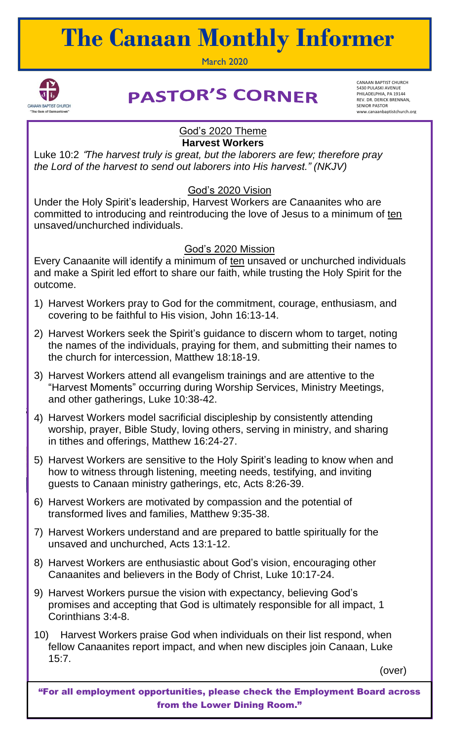# The Canaan Monthly Informer

March 2020

CANAAN BAPTIST CHURCH
"The Gem of Germantown"

## PASTOR'S CORNER

CANAAN BAPTIST CHURCH
5430 PULASKI AVENUE
PHILADELPHIA, PA 19144
REV. DR. DERICK BRENNAN,
SENIOR PASTOR
www.canaanbaptistchurch.org

### God's 2020 Theme

**Harvest Workers**

Luke 10:2 *"The harvest truly is great, but the laborers are few; therefore pray the Lord of the harvest to send out laborers into His harvest." (NKJV)*

### God's 2020 Vision

Under the Holy Spirit's leadership, Harvest Workers are Canaanites who are committed to introducing and reintroducing the love of Jesus to a minimum of ten unsaved/unchurched individuals.

### God's 2020 Mission

Every Canaanite will identify a minimum of ten unsaved or unchurched individuals and make a Spirit led effort to share our faith, while trusting the Holy Spirit for the outcome.

1) Harvest Workers pray to God for the commitment, courage, enthusiasm, and covering to be faithful to His vision, John 16:13-14.
2) Harvest Workers seek the Spirit's guidance to discern whom to target, noting the names of the individuals, praying for them, and submitting their names to the church for intercession, Matthew 18:18-19.
3) Harvest Workers attend all evangelism trainings and are attentive to the "Harvest Moments" occurring during Worship Services, Ministry Meetings, and other gatherings, Luke 10:38-42.
4) Harvest Workers model sacrificial discipleship by consistently attending worship, prayer, Bible Study, loving others, serving in ministry, and sharing in tithes and offerings, Matthew 16:24-27.
5) Harvest Workers are sensitive to the Holy Spirit's leading to know when and how to witness through listening, meeting needs, testifying, and inviting guests to Canaan ministry gatherings, etc, Acts 8:26-39.
6) Harvest Workers are motivated by compassion and the potential of transformed lives and families, Matthew 9:35-38.
7) Harvest Workers understand and are prepared to battle spiritually for the unsaved and unchurched, Acts 13:1-12.
8) Harvest Workers are enthusiastic about God's vision, encouraging other Canaanites and believers in the Body of Christ, Luke 10:17-24.
9) Harvest Workers pursue the vision with expectancy, believing God's promises and accepting that God is ultimately responsible for all impact, 1 Corinthians 3:4-8.
10) Harvest Workers praise God when individuals on their list respond, when fellow Canaanites report impact, and when new disciples join Canaan, Luke 15:7.

(over)

**"For all employment opportunities, please check the Employment Board across from the Lower Dining Room."**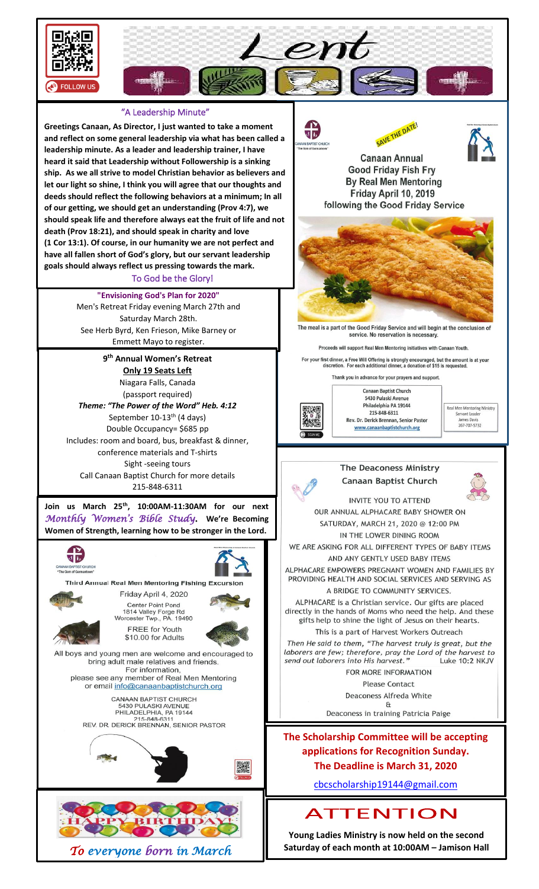# Lent

FOLLOW US

## "A Leadership Minute"

**Greetings Canaan, As Director, I just wanted to take a moment and reflect on some general leadership via what has been called a leadership minute. As a leader and leadership trainer, I have heard it said that Leadership without Followership is a sinking ship. As we all strive to model Christian behavior as believers and let our light so shine, I think you will agree that our thoughts and deeds should reflect the following behaviors at a minimum; In all of our getting, we should get an understanding (Prov 4:7), we should speak life and therefore always eat the fruit of life and not death (Prov 18:21), and should speak in charity and love (1 Cor 13:1). Of course, in our humanity we are not perfect and have all fallen short of God's glory, but our servant leadership goals should always reflect us pressing towards the mark.**

To God be the Glory!

**"Envisioning God's Plan for 2020"**

Men's Retreat Friday evening March 27th and Saturday March 28th.

See Herb Byrd, Ken Frieson, Mike Barney or Emmett Mayo to register.

**9th Annual Women's Retreat**

**Only 19 Seats Left**

Niagara Falls, Canada

(passport required)

***Theme: "The Power of the Word" Heb. 4:12***

September 10-13th (4 days)

Double Occupancy= $685 pp

Includes: room and board, bus, breakfast & dinner, conference materials and T-shirts

Sight -seeing tours

Call Canaan Baptist Church for more details

215-848-6311

**Join us March 25th, 10:00AM-11:30AM for our next** ***Monthly Women's Bible Study*****. We're Becoming Women of Strength, learning how to be stronger in the Lord.**

CANAAN BAPTIST CHURCH
"The Gem of Germantown"

**Third Annual Real Men Mentoring Fishing Excursion**

Friday April 4, 2020

Center Point Pond
1814 Valley Forge Rd
Worcester Twp., PA. 19490

FREE for Youth
$10.00 for Adults

All boys and young men are welcome and encouraged to bring adult male relatives and friends.

For information, please see any member of Real Men Mentoring or email info@canaanbaptistchurch.org

CANAAN BAPTIST CHURCH
5430 PULASKI AVENUE
PHILADELPHIA, PA 19144
215-848-6311
REV. DR. DERICK BRENNAN, SENIOR PASTOR

HAPPY BIRTHDAY!

*To everyone born in March*

CANAAN BAPTIST CHURCH
"The Gem of Germantown"

SAVE THE DATE!

**Canaan Annual Good Friday Fish Fry By Real Men Mentoring Friday April 10, 2019 following the Good Friday Service**

The meal is a part of the Good Friday Service and will begin at the conclusion of service. No reservation is necessary.

Proceeds will support Real Men Mentoring initiatives with Canaan Youth.

For your first dinner, a Free Will Offering is strongly encouraged, but the amount is at your discretion. For each additional dinner, a donation of $15 is requested.

Thank you in advance for your prayers and support.

Canaan Baptist Church
5430 Pulaski Avenue
Philadelphia PA 19144
215-848-6311
Rev. Dr. Derick Brennan, Senior Pastor
www.canaanbaptistchurch.org

Real Men Mentoring Ministry
Servant Leader
James Davis
267-707-5732

## The Deaconess Ministry Canaan Baptist Church

INVITE YOU TO ATTEND

OUR ANNUAL ALPHACARE BABY SHOWER ON

SATURDAY, MARCH 21, 2020 @ 12:00 PM

IN THE LOWER DINING ROOM

WE ARE ASKING FOR ALL DIFFERENT TYPES OF BABY ITEMS AND ANY GENTLY USED BABY ITEMS

ALPHACARE EMPOWERS PREGNANT WOMEN AND FAMILIES BY PROVIDING HEALTH AND SOCIAL SERVICES AND SERVING AS A BRIDGE TO COMMUNITY SERVICES.

ALPHACARE is a Christian service. Our gifts are placed directly in the hands of Moms who need the help. And these gifts help to shine the light of Jesus on their hearts.

This is a part of Harvest Workers Outreach

*Then He said to them, "The harvest truly is great, but the laborers are few; therefore, pray the Lord of the harvest to send out laborers into His harvest."* Luke 10:2 NKJV

FOR MORE INFORMATION

Please Contact

Deaconess Alfreda White

&

Deaconess in training Patricia Paige

**The Scholarship Committee will be accepting applications for Recognition Sunday. The Deadline is March 31, 2020**

cbcscholarship19144@gmail.com

# ATTENTION

**Young Ladies Ministry is now held on the second Saturday of each month at 10:00AM – Jamison Hall**